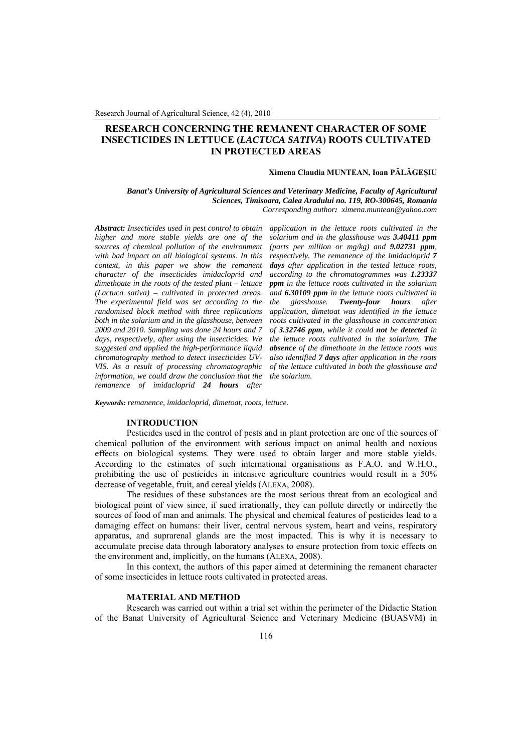# RESEARCH CONCERNING THE REMANENT CHARACTER OF SOME INSECTICIDES IN LETTUCE (*LACTUCA SATIVA*) ROOTS CULTIVATED IN PROTECTED AREAS

**Ximena Claudia MUNTEAN, Ioan PĂLĂGEŞIU**

***Banat's University of Agricultural Sciences and Veterinary Medicine, Faculty of Agricultural Sciences, Timisoara, Calea Aradului no. 119, RO-300645, Romania***
*Corresponding author: ximena.muntean@yahoo.com*

***Abstract:*** *Insecticides used in pest control to obtain higher and more stable yields are one of the sources of chemical pollution of the environment with bad impact on all biological systems. In this context, in this paper we show the remanent character of the insecticides imidacloprid and dimethoate in the roots of the tested plant – lettuce (Lactuca sativa) – cultivated in protected areas. The experimental field was set according to the randomised block method with three replications both in the solarium and in the glasshouse, between 2009 and 2010. Sampling was done 24 hours and 7 days, respectively, after using the insecticides. We suggested and applied the high-performance liquid chromatography method to detect insecticides UV-VIS. As a result of processing chromatographic information, we could draw the conclusion that the remanence of imidacloprid **24 hours** after application in the lettuce roots cultivated in the solarium and in the glasshouse was **3.40411 ppm** (parts per million or mg/kg) and **9.02731 ppm**, respectively. The remanence of the imidacloprid **7 days** after application in the tested lettuce roots, according to the chromatogrammes was **1.23337 ppm** in the lettuce roots cultivated in the solarium and **6.30109 ppm** in the lettuce roots cultivated in the glasshouse. **Twenty-four hours** after application, dimetoat was identified in the lettuce roots cultivated in the glasshouse in concentration of **3.32746 ppm**, while it could **not** be **detected** in the lettuce roots cultivated in the solarium. **The absence** of the dimethoate in the lettuce roots was also identified **7 days** after application in the roots of the lettuce cultivated in both the glasshouse and the solarium.*

***Keywords:*** *remanence, imidacloprid, dimetoat, roots, lettuce.*

## INTRODUCTION

Pesticides used in the control of pests and in plant protection are one of the sources of chemical pollution of the environment with serious impact on animal health and noxious effects on biological systems. They were used to obtain larger and more stable yields. According to the estimates of such international organisations as F.A.O. and W.H.O., prohibiting the use of pesticides in intensive agriculture countries would result in a 50% decrease of vegetable, fruit, and cereal yields (ALEXA, 2008).

The residues of these substances are the most serious threat from an ecological and biological point of view since, if sued irrationally, they can pollute directly or indirectly the sources of food of man and animals. The physical and chemical features of pesticides lead to a damaging effect on humans: their liver, central nervous system, heart and veins, respiratory apparatus, and suprarenal glands are the most impacted. This is why it is necessary to accumulate precise data through laboratory analyses to ensure protection from toxic effects on the environment and, implicitly, on the humans (ALEXA, 2008).

In this context, the authors of this paper aimed at determining the remanent character of some insecticides in lettuce roots cultivated in protected areas.

## MATERIAL AND METHOD

Research was carried out within a trial set within the perimeter of the Didactic Station of the Banat University of Agricultural Science and Veterinary Medicine (BUASVM) in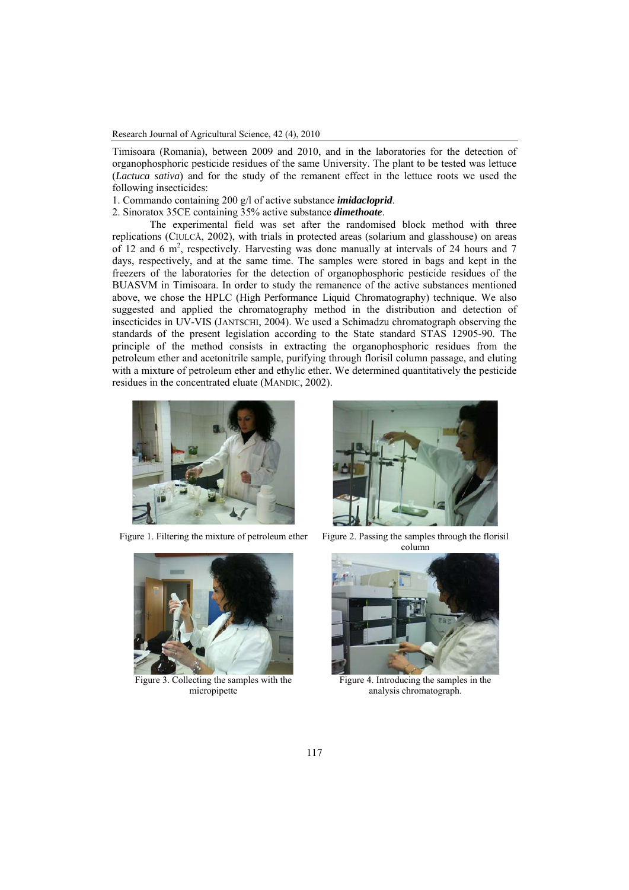Timisoara (Romania), between 2009 and 2010, and in the laboratories for the detection of organophosphoric pesticide residues of the same University. The plant to be tested was lettuce (*Lactuca sativa*) and for the study of the remanent effect in the lettuce roots we used the following insecticides:

1. Commando containing 200 g/l of active substance ***imidacloprid***.
2. Sinoratox 35CE containing 35% active substance ***dimethoate***.

The experimental field was set after the randomised block method with three replications (CIULCĂ, 2002), with trials in protected areas (solarium and glasshouse) on areas of 12 and 6 $m^2$, respectively. Harvesting was done manually at intervals of 24 hours and 7 days, respectively, and at the same time. The samples were stored in bags and kept in the freezers of the laboratories for the detection of organophosphoric pesticide residues of the BUASVM in Timisoara. In order to study the remanence of the active substances mentioned above, we chose the HPLC (High Performance Liquid Chromatography) technique. We also suggested and applied the chromatography method in the distribution and detection of insecticides in UV-VIS (JANTSCHI, 2004). We used a Schimadzu chromatograph observing the standards of the present legislation according to the State standard STAS 12905-90. The principle of the method consists in extracting the organophosphoric residues from the petroleum ether and acetonitrile sample, purifying through florisil column passage, and eluting with a mixture of petroleum ether and ethylic ether. We determined quantitatively the pesticide residues in the concentrated eluate (MANDIC, 2002).

Figure 1. Filtering the mixture of petroleum ether

Figure 2. Passing the samples through the florisil column

Figure 3. Collecting the samples with the micropipette

Figure 4. Introducing the samples in the analysis chromatograph.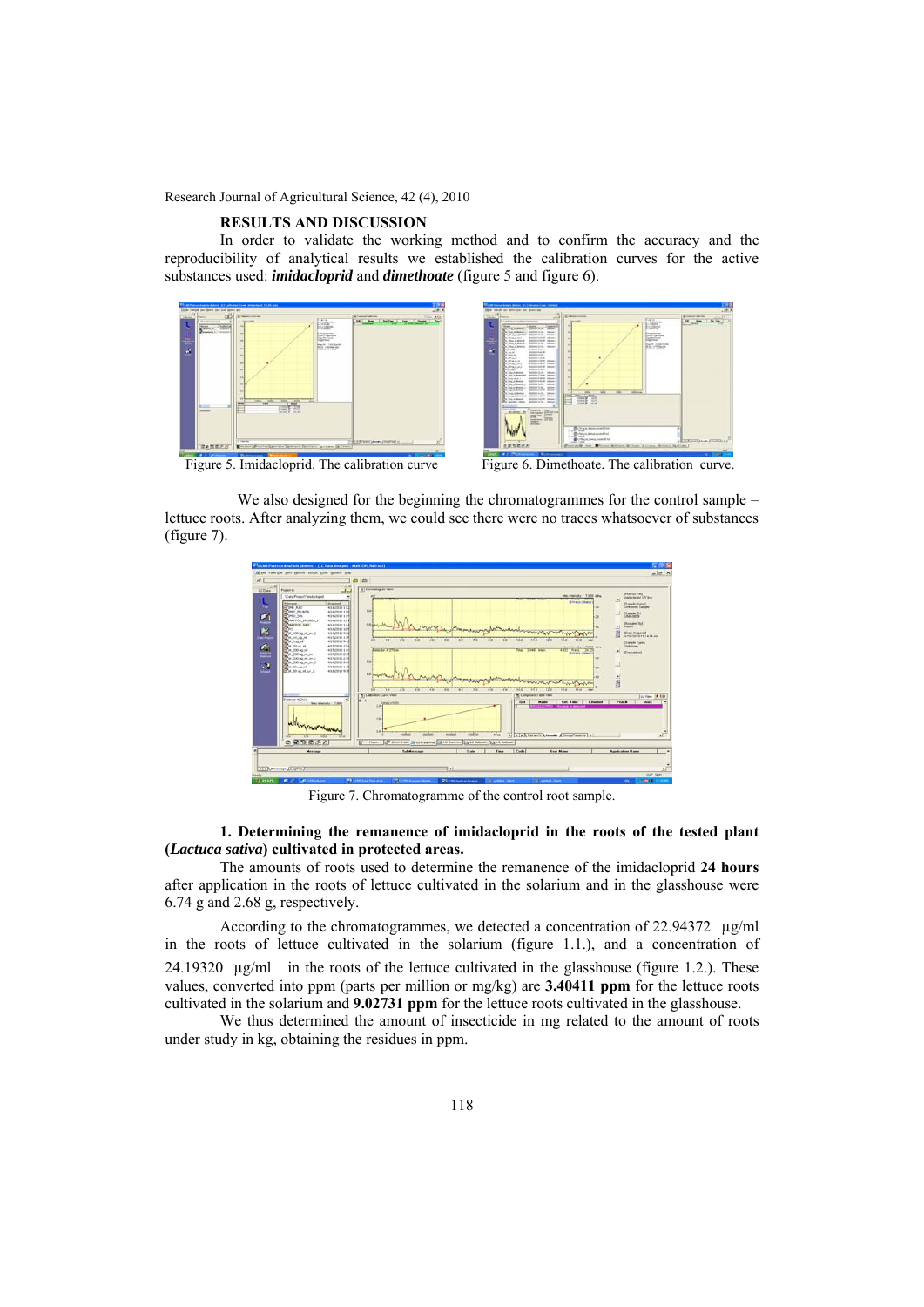## RESULTS AND DISCUSSION

In order to validate the working method and to confirm the accuracy and the reproducibility of analytical results we established the calibration curves for the active substances used: ***imidacloprid*** and ***dimethoate*** (figure 5 and figure 6).

Figure 5. Imidacloprid. The calibration curve

Figure 6. Dimethoate. The calibration curve.

We also designed for the beginning the chromatogrammes for the control sample – lettuce roots. After analyzing them, we could see there were no traces whatsoever of substances (figure 7).

Figure 7. Chromatogramme of the control root sample.

**1. Determining the remanence of imidacloprid in the roots of the tested plant (*Lactuca sativa*) cultivated in protected areas.**

The amounts of roots used to determine the remanence of the imidacloprid **24 hours** after application in the roots of lettuce cultivated in the solarium and in the glasshouse were 6.74 g and 2.68 g, respectively.

According to the chromatogrammes, we detected a concentration of 22.94372 µg/ml in the roots of lettuce cultivated in the solarium (figure 1.1.), and a concentration of 24.19320 µg/ml in the roots of the lettuce cultivated in the glasshouse (figure 1.2.). These values, converted into ppm (parts per million or mg/kg) are **3.40411 ppm** for the lettuce roots cultivated in the solarium and **9.02731 ppm** for the lettuce roots cultivated in the glasshouse.

We thus determined the amount of insecticide in mg related to the amount of roots under study in kg, obtaining the residues in ppm.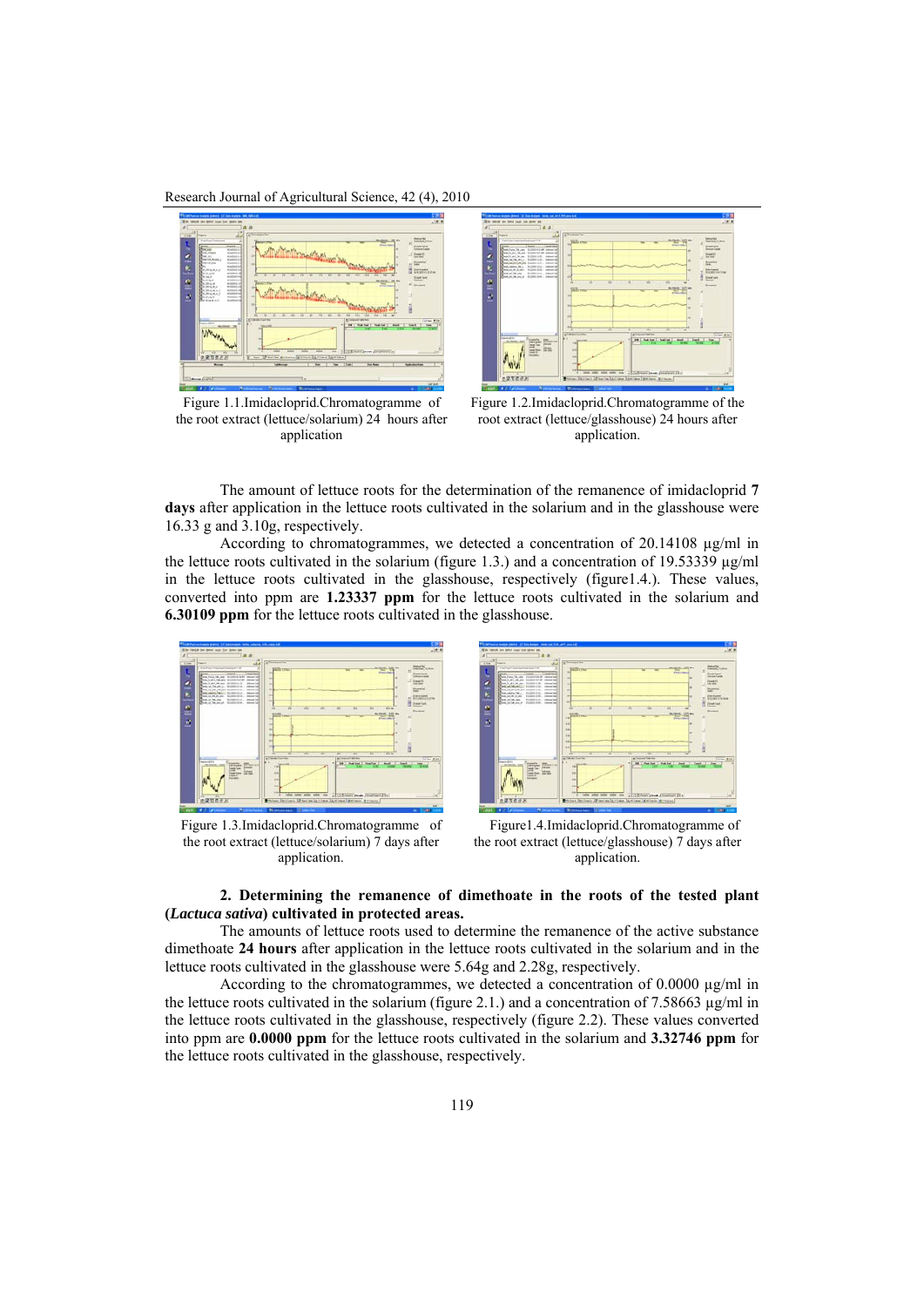Figure 1.1.Imidacloprid.Chromatogramme of the root extract (lettuce/solarium) 24 hours after application

Figure 1.2.Imidacloprid.Chromatogramme of the root extract (lettuce/glasshouse) 24 hours after application.

The amount of lettuce roots for the determination of the remanence of imidacloprid **7 days** after application in the lettuce roots cultivated in the solarium and in the glasshouse were 16.33 g and 3.10g, respectively.

According to chromatogrammes, we detected a concentration of 20.14108 µg/ml in the lettuce roots cultivated in the solarium (figure 1.3.) and a concentration of 19.53339 µg/ml in the lettuce roots cultivated in the glasshouse, respectively (figure1.4.). These values, converted into ppm are **1.23337 ppm** for the lettuce roots cultivated in the solarium and **6.30109 ppm** for the lettuce roots cultivated in the glasshouse.

Figure 1.3.Imidacloprid.Chromatogramme of the root extract (lettuce/solarium) 7 days after application.

Figure1.4.Imidacloprid.Chromatogramme of the root extract (lettuce/glasshouse) 7 days after application.

**2. Determining the remanence of dimethoate in the roots of the tested plant (*Lactuca sativa*) cultivated in protected areas.**

The amounts of lettuce roots used to determine the remanence of the active substance dimethoate **24 hours** after application in the lettuce roots cultivated in the solarium and in the lettuce roots cultivated in the glasshouse were 5.64g and 2.28g, respectively.

According to the chromatogrammes, we detected a concentration of 0.0000 µg/ml in the lettuce roots cultivated in the solarium (figure 2.1.) and a concentration of 7.58663 µg/ml in the lettuce roots cultivated in the glasshouse, respectively (figure 2.2). These values converted into ppm are **0.0000 ppm** for the lettuce roots cultivated in the solarium and **3.32746 ppm** for the lettuce roots cultivated in the glasshouse, respectively.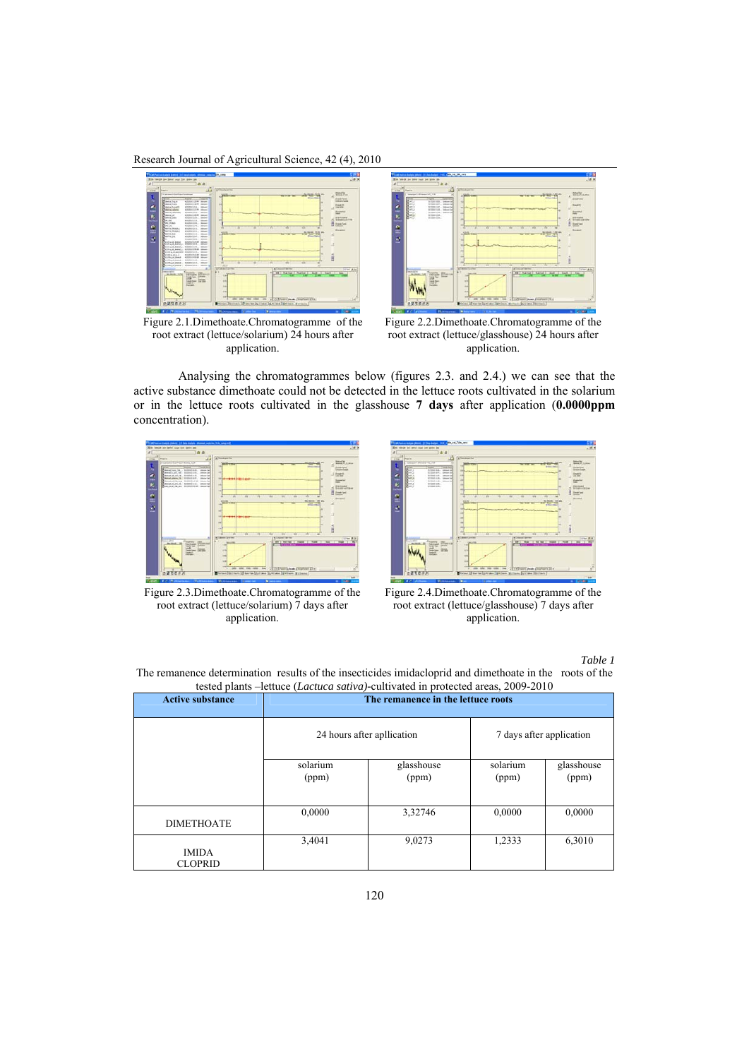Figure 2.1.Dimethoate.Chromatogramme of the root extract (lettuce/solarium) 24 hours after application.

Figure 2.2.Dimethoate.Chromatogramme of the root extract (lettuce/glasshouse) 24 hours after application.

Analysing the chromatogrammes below (figures 2.3. and 2.4.) we can see that the active substance dimethoate could not be detected in the lettuce roots cultivated in the solarium or in the lettuce roots cultivated in the glasshouse **7 days** after application (**0.0000ppm** concentration).

Figure 2.3.Dimethoate.Chromatogramme of the root extract (lettuce/solarium) 7 days after application.

Figure 2.4.Dimethoate.Chromatogramme of the root extract (lettuce/glasshouse) 7 days after application.

*Table 1*

The remanence determination results of the insecticides imidacloprid and dimethoate in the roots of the tested plants –lettuce (*Lactuca sativa)*-cultivated in protected areas, 2009-2010

| **Active substance** | **The remanence in the lettuce roots** | | | |
|---|---|---|---|---|
| | 24 hours after apllication | | 7 days after application | |
| | solarium (ppm) | glasshouse (ppm) | solarium (ppm) | glasshouse (ppm) |
| DIMETHOATE | 0,0000 | 3,32746 | 0,0000 | 0,0000 |
| IMIDA CLOPRID | 3,4041 | 9,0273 | 1,2333 | 6,3010 |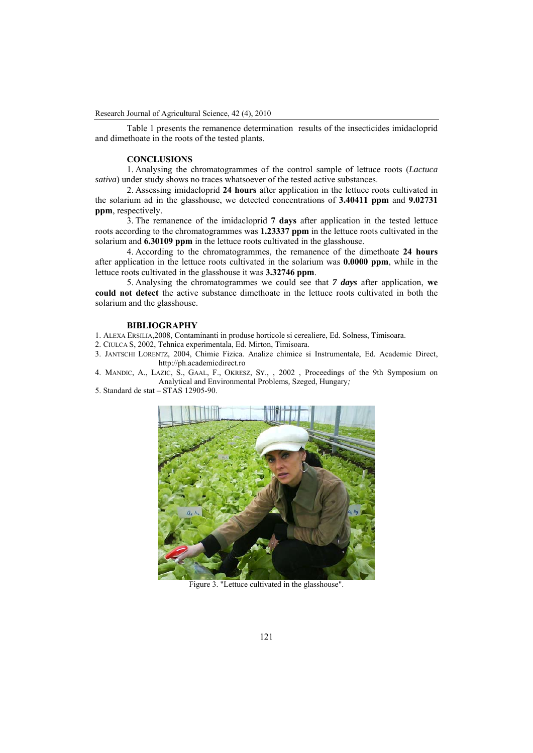Table 1 presents the remanence determination results of the insecticides imidacloprid and dimethoate in the roots of the tested plants.

## CONCLUSIONS

1. Analysing the chromatogrammes of the control sample of lettuce roots (*Lactuca sativa*) under study shows no traces whatsoever of the tested active substances.

2. Assessing imidacloprid **24 hours** after application in the lettuce roots cultivated in the solarium ad in the glasshouse, we detected concentrations of **3.40411 ppm** and **9.02731 ppm**, respectively.

3. The remanence of the imidacloprid **7 days** after application in the tested lettuce roots according to the chromatogrammes was **1.23337 ppm** in the lettuce roots cultivated in the solarium and **6.30109 ppm** in the lettuce roots cultivated in the glasshouse.

4. According to the chromatogrammes, the remanence of the dimethoate **24 hours** after application in the lettuce roots cultivated in the solarium was **0.0000 ppm**, while in the lettuce roots cultivated in the glasshouse it was **3.32746 ppm**.

5. Analysing the chromatogrammes we could see that ***7 days*** after application, **we could not detect** the active substance dimethoate in the lettuce roots cultivated in both the solarium and the glasshouse.

## BIBLIOGRAPHY

1. ALEXA ERSILIA,2008, Contaminanti in produse horticole si cerealiere, Ed. Solness, Timisoara.
2. CIULCA S, 2002, Tehnica experimentala, Ed. Mirton, Timisoara.
3. JANTSCHI LORENTZ, 2004, Chimie Fizica. Analize chimice si Instrumentale, Ed. Academic Direct, http://ph.academicdirect.ro
4. MANDIC, A., LAZIC, S., GAAL, F., OKRESZ, SY., , 2002 , Proceedings of the 9th Symposium on Analytical and Environmental Problems, Szeged, Hungary;
5. Standard de stat – STAS 12905-90.

Figure 3. "Lettuce cultivated in the glasshouse".